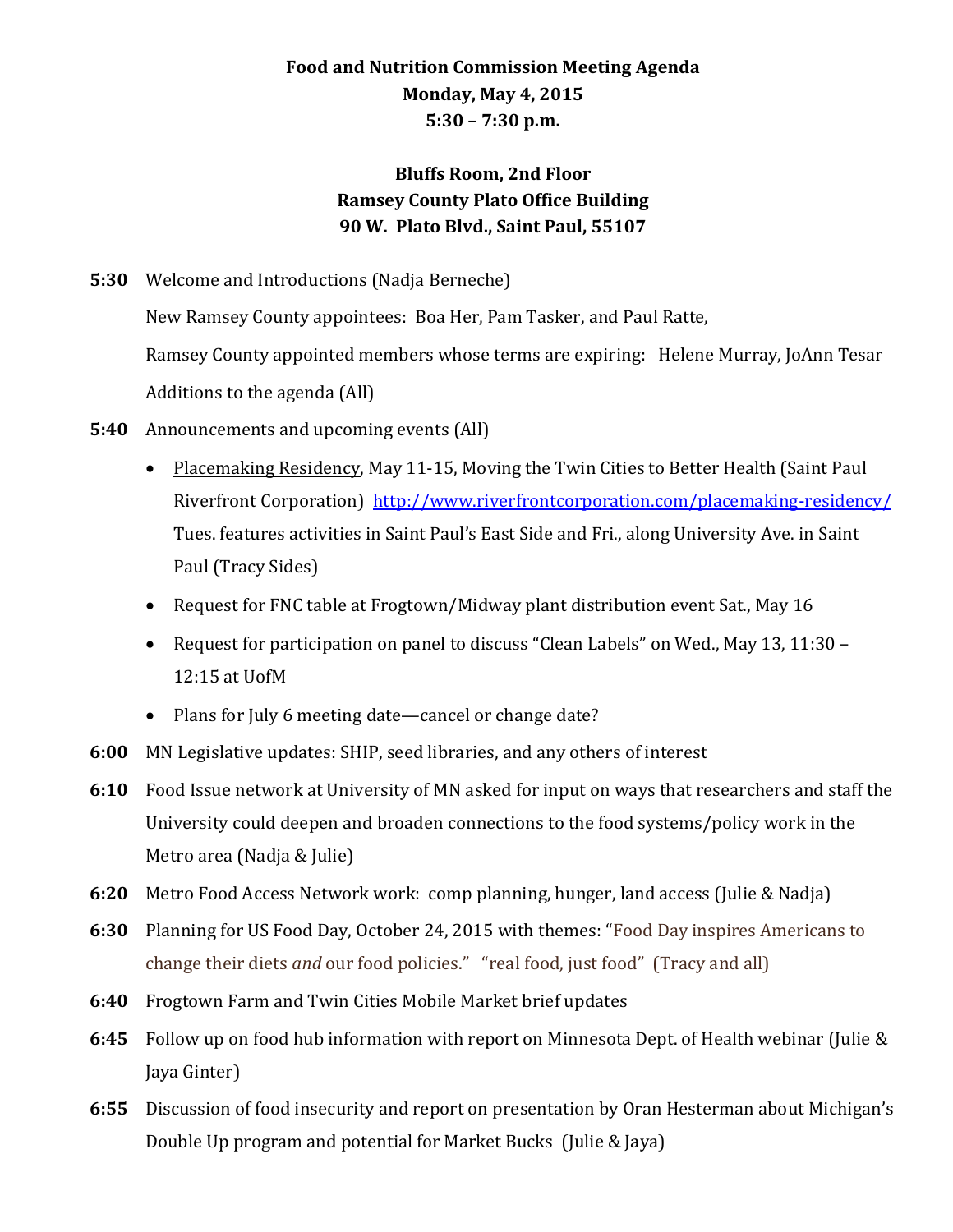**Food and Nutrition Commission Meeting Agenda**
**Monday, May 4, 2015**
**5:30 – 7:30 p.m.**

**Bluffs Room, 2nd Floor**
**Ramsey County Plato Office Building**
**90 W. Plato Blvd., Saint Paul, 55107**

**5:30** Welcome and Introductions (Nadja Berneche)

New Ramsey County appointees: Boa Her, Pam Tasker, and Paul Ratte,

Ramsey County appointed members whose terms are expiring: Helene Murray, JoAnn Tesar

Additions to the agenda (All)

**5:40** Announcements and upcoming events (All)

- Placemaking Residency, May 11-15, Moving the Twin Cities to Better Health (Saint Paul Riverfront Corporation) http://www.riverfrontcorporation.com/placemaking-residency/ Tues. features activities in Saint Paul's East Side and Fri., along University Ave. in Saint Paul (Tracy Sides)
- Request for FNC table at Frogtown/Midway plant distribution event Sat., May 16
- Request for participation on panel to discuss "Clean Labels" on Wed., May 13, 11:30 – 12:15 at UofM
- Plans for July 6 meeting date—cancel or change date?

**6:00** MN Legislative updates: SHIP, seed libraries, and any others of interest

**6:10** Food Issue network at University of MN asked for input on ways that researchers and staff the University could deepen and broaden connections to the food systems/policy work in the Metro area (Nadja & Julie)

**6:20** Metro Food Access Network work: comp planning, hunger, land access (Julie & Nadja)

**6:30** Planning for US Food Day, October 24, 2015 with themes: "Food Day inspires Americans to change their diets *and* our food policies." "real food, just food" (Tracy and all)

**6:40** Frogtown Farm and Twin Cities Mobile Market brief updates

**6:45** Follow up on food hub information with report on Minnesota Dept. of Health webinar (Julie & Jaya Ginter)

**6:55** Discussion of food insecurity and report on presentation by Oran Hesterman about Michigan's Double Up program and potential for Market Bucks (Julie & Jaya)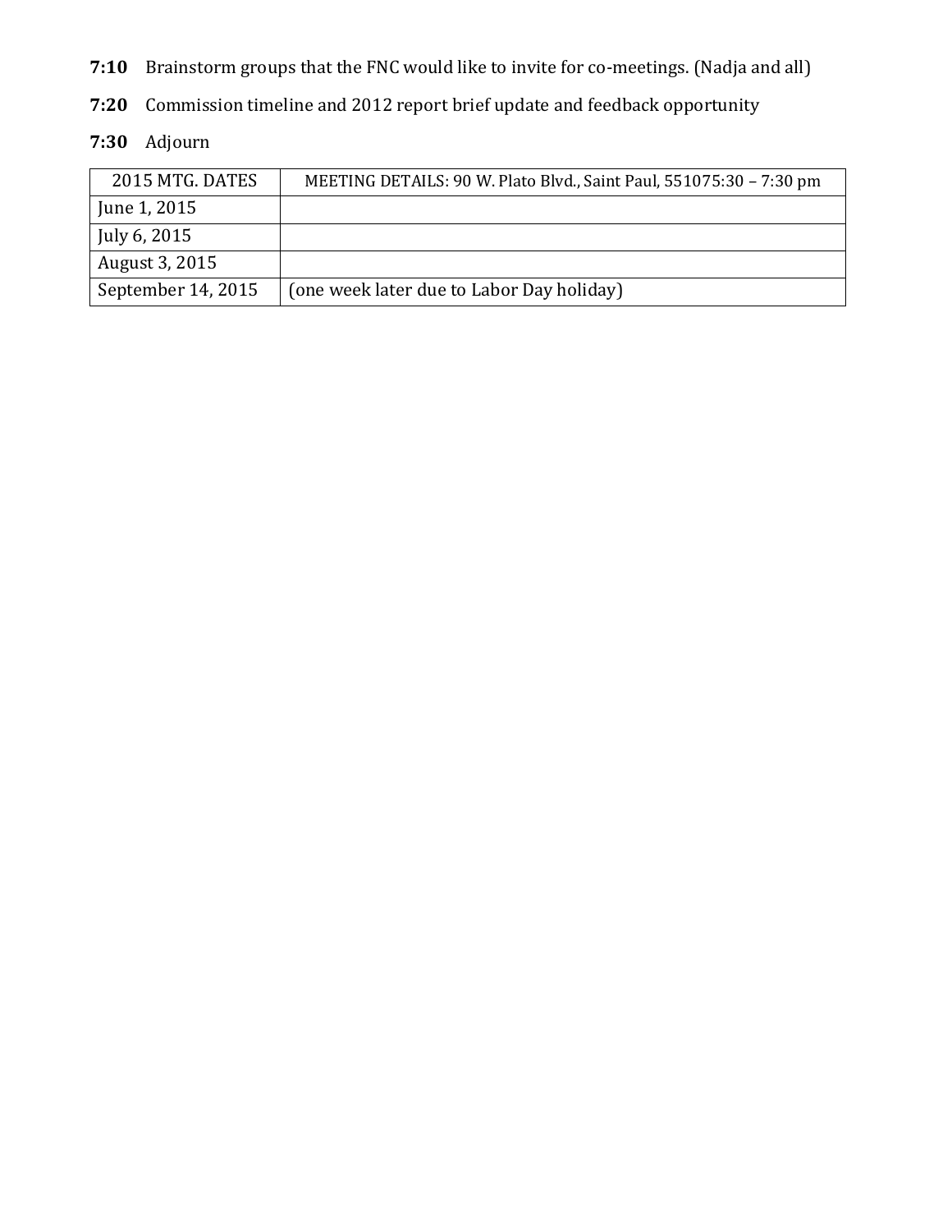**7:10** Brainstorm groups that the FNC would like to invite for co-meetings. (Nadja and all)

**7:20** Commission timeline and 2012 report brief update and feedback opportunity

**7:30** Adjourn

| 2015 MTG. DATES | MEETING DETAILS: 90 W. Plato Blvd., Saint Paul, 551075:30 – 7:30 pm |
|---|---|
| June 1, 2015 | |
| July 6, 2015 | |
| August 3, 2015 | |
| September 14, 2015 | (one week later due to Labor Day holiday) |